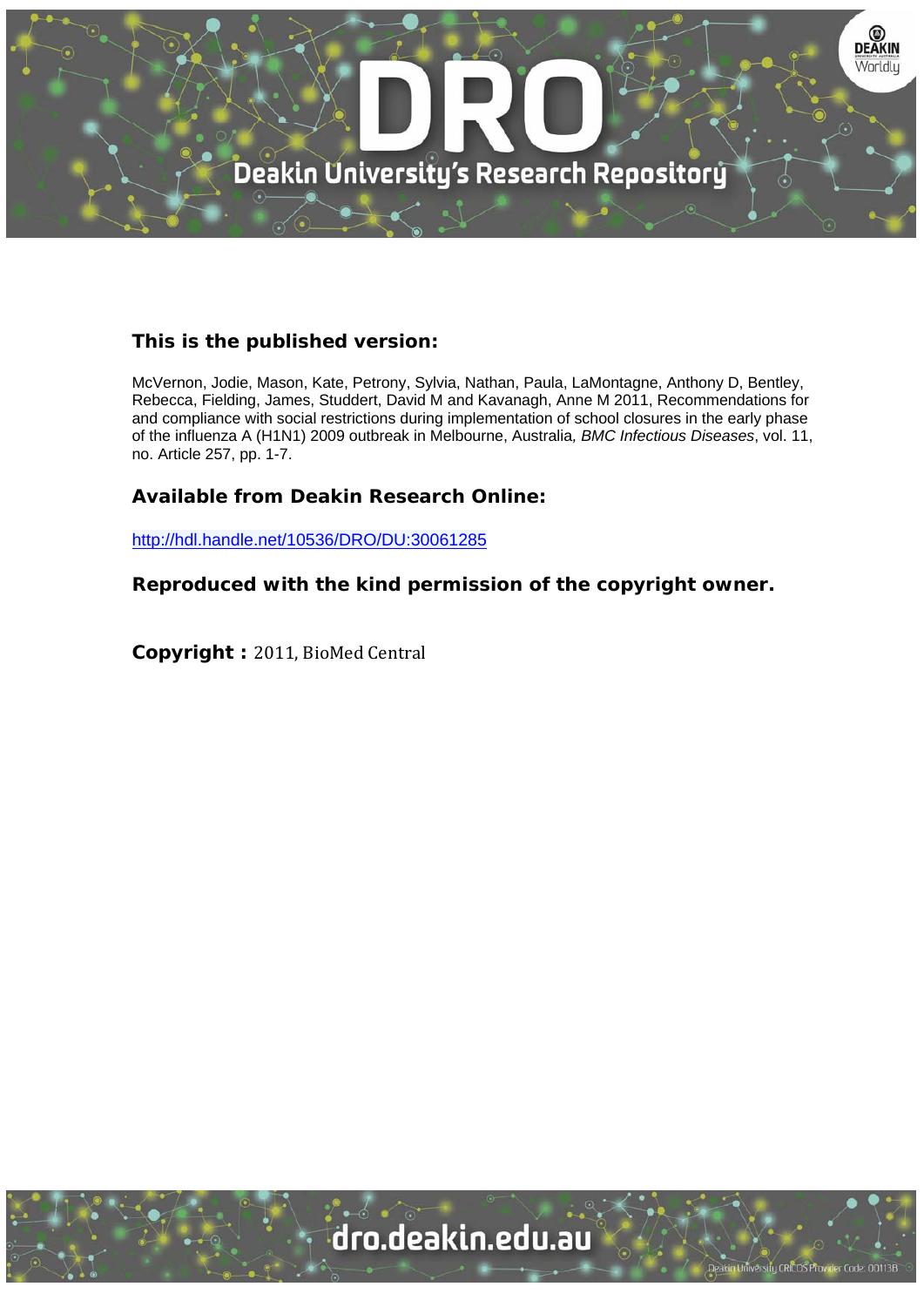**This is the published version:**

McVernon, Jodie, Mason, Kate, Petrony, Sylvia, Nathan, Paula, LaMontagne, Anthony D, Bentley, Rebecca, Fielding, James, Studdert, David M and Kavanagh, Anne M 2011, Recommendations for and compliance with social restrictions during implementation of school closures in the early phase of the influenza A (H1N1) 2009 outbreak in Melbourne, Australia, *BMC Infectious Diseases*, vol. 11, no. Article 257, pp. 1-7.

**Available from Deakin Research Online:**

http://hdl.handle.net/10536/DRO/DU:30061285

**Reproduced with the kind permission of the copyright owner.**

**Copyright :** 2011, BioMed Central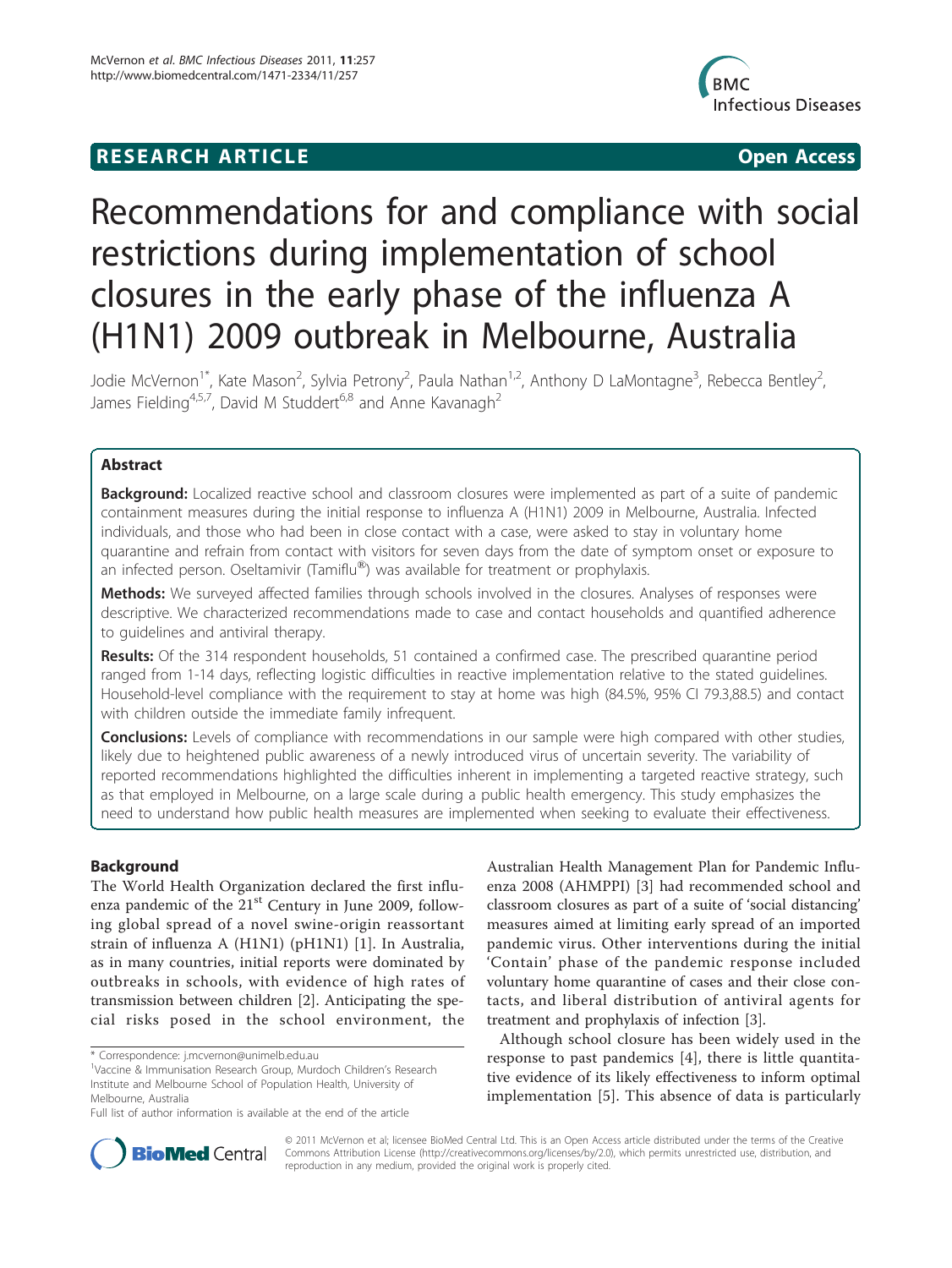# Recommendations for and compliance with social restrictions during implementation of school closures in the early phase of the influenza A (H1N1) 2009 outbreak in Melbourne, Australia

Jodie McVernon[1*], Kate Mason[2], Sylvia Petrony[2], Paula Nathan[1,2], Anthony D LaMontagne[3], Rebecca Bentley[2], James Fielding[4,5,7], David M Studdert[6,8] and Anne Kavanagh[2]

## Abstract

**Background:** Localized reactive school and classroom closures were implemented as part of a suite of pandemic containment measures during the initial response to influenza A (H1N1) 2009 in Melbourne, Australia. Infected individuals, and those who had been in close contact with a case, were asked to stay in voluntary home quarantine and refrain from contact with visitors for seven days from the date of symptom onset or exposure to an infected person. Oseltamivir (Tamiflu®) was available for treatment or prophylaxis.

**Methods:** We surveyed affected families through schools involved in the closures. Analyses of responses were descriptive. We characterized recommendations made to case and contact households and quantified adherence to guidelines and antiviral therapy.

**Results:** Of the 314 respondent households, 51 contained a confirmed case. The prescribed quarantine period ranged from 1-14 days, reflecting logistic difficulties in reactive implementation relative to the stated guidelines. Household-level compliance with the requirement to stay at home was high (84.5%, 95% CI 79.3,88.5) and contact with children outside the immediate family infrequent.

**Conclusions:** Levels of compliance with recommendations in our sample were high compared with other studies, likely due to heightened public awareness of a newly introduced virus of uncertain severity. The variability of reported recommendations highlighted the difficulties inherent in implementing a targeted reactive strategy, such as that employed in Melbourne, on a large scale during a public health emergency. This study emphasizes the need to understand how public health measures are implemented when seeking to evaluate their effectiveness.

## Background

The World Health Organization declared the first influenza pandemic of the 21st Century in June 2009, following global spread of a novel swine-origin reassortant strain of influenza A (H1N1) (pH1N1) [1]. In Australia, as in many countries, initial reports were dominated by outbreaks in schools, with evidence of high rates of transmission between children [2]. Anticipating the special risks posed in the school environment, the Australian Health Management Plan for Pandemic Influenza 2008 (AHMPPI) [3] had recommended school and classroom closures as part of a suite of 'social distancing' measures aimed at limiting early spread of an imported pandemic virus. Other interventions during the initial 'Contain' phase of the pandemic response included voluntary home quarantine of cases and their close contacts, and liberal distribution of antiviral agents for treatment and prophylaxis of infection [3].

Although school closure has been widely used in the response to past pandemics [4], there is little quantitative evidence of its likely effectiveness to inform optimal implementation [5]. This absence of data is particularly

\* Correspondence: j.mcvernon@unimelb.edu.au

[1]Vaccine & Immunisation Research Group, Murdoch Children's Research Institute and Melbourne School of Population Health, University of Melbourne, Australia

Full list of author information is available at the end of the article

© 2011 McVernon et al; licensee BioMed Central Ltd. This is an Open Access article distributed under the terms of the Creative Commons Attribution License (http://creativecommons.org/licenses/by/2.0), which permits unrestricted use, distribution, and reproduction in any medium, provided the original work is properly cited.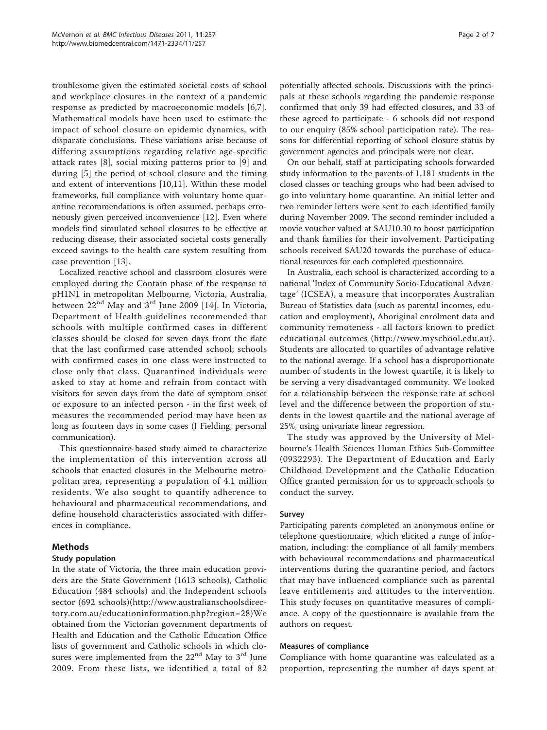troublesome given the estimated societal costs of school and workplace closures in the context of a pandemic response as predicted by macroeconomic models [6,7]. Mathematical models have been used to estimate the impact of school closure on epidemic dynamics, with disparate conclusions. These variations arise because of differing assumptions regarding relative age-specific attack rates [8], social mixing patterns prior to [9] and during [5] the period of school closure and the timing and extent of interventions [10,11]. Within these model frameworks, full compliance with voluntary home quarantine recommendations is often assumed, perhaps erroneously given perceived inconvenience [12]. Even where models find simulated school closures to be effective at reducing disease, their associated societal costs generally exceed savings to the health care system resulting from case prevention [13].

Localized reactive school and classroom closures were employed during the Contain phase of the response to pH1N1 in metropolitan Melbourne, Victoria, Australia, between 22[nd] May and 3[rd] June 2009 [14]. In Victoria, Department of Health guidelines recommended that schools with multiple confirmed cases in different classes should be closed for seven days from the date that the last confirmed case attended school; schools with confirmed cases in one class were instructed to close only that class. Quarantined individuals were asked to stay at home and refrain from contact with visitors for seven days from the date of symptom onset or exposure to an infected person - in the first week of measures the recommended period may have been as long as fourteen days in some cases (J Fielding, personal communication).

This questionnaire-based study aimed to characterize the implementation of this intervention across all schools that enacted closures in the Melbourne metropolitan area, representing a population of 4.1 million residents. We also sought to quantify adherence to behavioural and pharmaceutical recommendations, and define household characteristics associated with differences in compliance.

## Methods

### Study population

In the state of Victoria, the three main education providers are the State Government (1613 schools), Catholic Education (484 schools) and the Independent schools sector (692 schools)(http://www.australianschoolsdirectory.com.au/educationinformation.php?region=28)We obtained from the Victorian government departments of Health and Education and the Catholic Education Office lists of government and Catholic schools in which closures were implemented from the 22[nd] May to 3[rd] June 2009. From these lists, we identified a total of 82 potentially affected schools. Discussions with the principals at these schools regarding the pandemic response confirmed that only 39 had effected closures, and 33 of these agreed to participate - 6 schools did not respond to our enquiry (85% school participation rate). The reasons for differential reporting of school closure status by government agencies and principals were not clear.

On our behalf, staff at participating schools forwarded study information to the parents of 1,181 students in the closed classes or teaching groups who had been advised to go into voluntary home quarantine. An initial letter and two reminder letters were sent to each identified family during November 2009. The second reminder included a movie voucher valued at $AU10.30 to boost participation and thank families for their involvement. Participating schools received $AU20 towards the purchase of educational resources for each completed questionnaire.

In Australia, each school is characterized according to a national 'Index of Community Socio-Educational Advantage' (ICSEA), a measure that incorporates Australian Bureau of Statistics data (such as parental incomes, education and employment), Aboriginal enrolment data and community remoteness - all factors known to predict educational outcomes (http://www.myschool.edu.au). Students are allocated to quartiles of advantage relative to the national average. If a school has a disproportionate number of students in the lowest quartile, it is likely to be serving a very disadvantaged community. We looked for a relationship between the response rate at school level and the difference between the proportion of students in the lowest quartile and the national average of 25%, using univariate linear regression.

The study was approved by the University of Melbourne's Health Sciences Human Ethics Sub-Committee (0932293). The Department of Education and Early Childhood Development and the Catholic Education Office granted permission for us to approach schools to conduct the survey.

### Survey

Participating parents completed an anonymous online or telephone questionnaire, which elicited a range of information, including: the compliance of all family members with behavioural recommendations and pharmaceutical interventions during the quarantine period, and factors that may have influenced compliance such as parental leave entitlements and attitudes to the intervention. This study focuses on quantitative measures of compliance. A copy of the questionnaire is available from the authors on request.

### Measures of compliance

Compliance with home quarantine was calculated as a proportion, representing the number of days spent at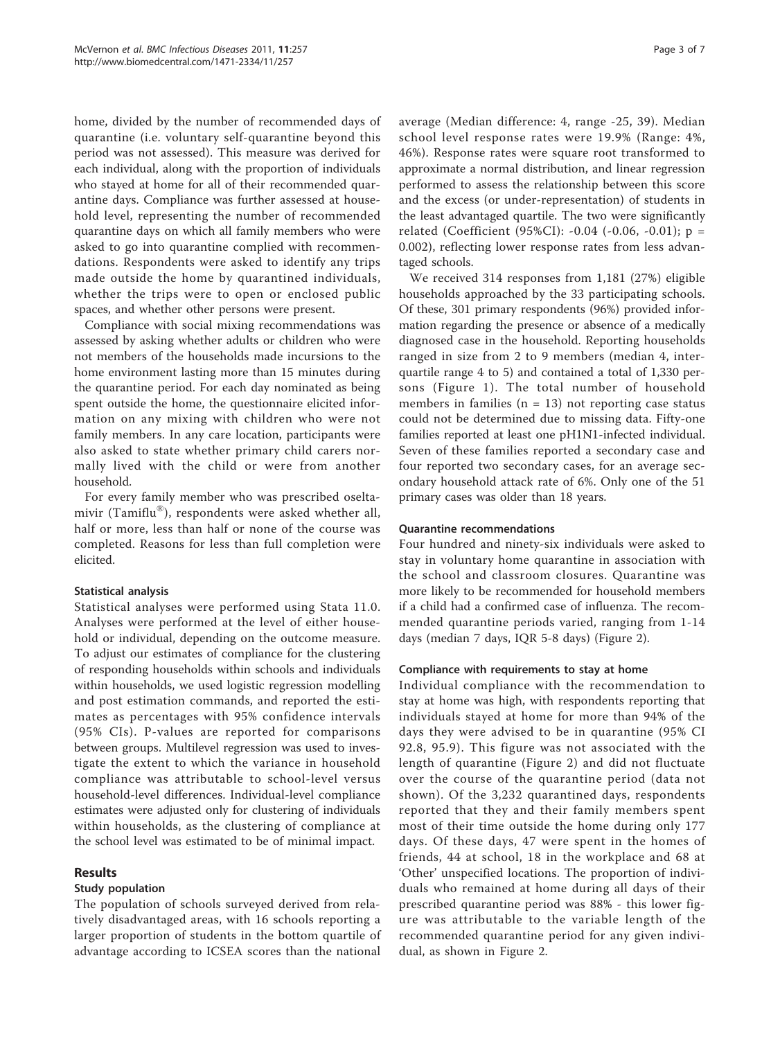home, divided by the number of recommended days of quarantine (i.e. voluntary self-quarantine beyond this period was not assessed). This measure was derived for each individual, along with the proportion of individuals who stayed at home for all of their recommended quarantine days. Compliance was further assessed at household level, representing the number of recommended quarantine days on which all family members who were asked to go into quarantine complied with recommendations. Respondents were asked to identify any trips made outside the home by quarantined individuals, whether the trips were to open or enclosed public spaces, and whether other persons were present.

Compliance with social mixing recommendations was assessed by asking whether adults or children who were not members of the households made incursions to the home environment lasting more than 15 minutes during the quarantine period. For each day nominated as being spent outside the home, the questionnaire elicited information on any mixing with children who were not family members. In any care location, participants were also asked to state whether primary child carers normally lived with the child or were from another household.

For every family member who was prescribed oseltamivir (Tamiflu®), respondents were asked whether all, half or more, less than half or none of the course was completed. Reasons for less than full completion were elicited.

### Statistical analysis

Statistical analyses were performed using Stata 11.0. Analyses were performed at the level of either household or individual, depending on the outcome measure. To adjust our estimates of compliance for the clustering of responding households within schools and individuals within households, we used logistic regression modelling and post estimation commands, and reported the estimates as percentages with 95% confidence intervals (95% CIs). P-values are reported for comparisons between groups. Multilevel regression was used to investigate the extent to which the variance in household compliance was attributable to school-level versus household-level differences. Individual-level compliance estimates were adjusted only for clustering of individuals within households, as the clustering of compliance at the school level was estimated to be of minimal impact.

## Results

### Study population

The population of schools surveyed derived from relatively disadvantaged areas, with 16 schools reporting a larger proportion of students in the bottom quartile of advantage according to ICSEA scores than the national average (Median difference: 4, range -25, 39). Median school level response rates were 19.9% (Range: 4%, 46%). Response rates were square root transformed to approximate a normal distribution, and linear regression performed to assess the relationship between this score and the excess (or under-representation) of students in the least advantaged quartile. The two were significantly related (Coefficient (95%CI): -0.04 (-0.06, -0.01); $p = 0.002$), reflecting lower response rates from less advantaged schools.

We received 314 responses from 1,181 (27%) eligible households approached by the 33 participating schools. Of these, 301 primary respondents (96%) provided information regarding the presence or absence of a medically diagnosed case in the household. Reporting households ranged in size from 2 to 9 members (median 4, interquartile range 4 to 5) and contained a total of 1,330 persons (Figure 1). The total number of household members in families ($n = 13$) not reporting case status could not be determined due to missing data. Fifty-one families reported at least one pH1N1-infected individual. Seven of these families reported a secondary case and four reported two secondary cases, for an average secondary household attack rate of 6%. Only one of the 51 primary cases was older than 18 years.

### Quarantine recommendations

Four hundred and ninety-six individuals were asked to stay in voluntary home quarantine in association with the school and classroom closures. Quarantine was more likely to be recommended for household members if a child had a confirmed case of influenza. The recommended quarantine periods varied, ranging from 1-14 days (median 7 days, IQR 5-8 days) (Figure 2).

### Compliance with requirements to stay at home

Individual compliance with the recommendation to stay at home was high, with respondents reporting that individuals stayed at home for more than 94% of the days they were advised to be in quarantine (95% CI 92.8, 95.9). This figure was not associated with the length of quarantine (Figure 2) and did not fluctuate over the course of the quarantine period (data not shown). Of the 3,232 quarantined days, respondents reported that they and their family members spent most of their time outside the home during only 177 days. Of these days, 47 were spent in the homes of friends, 44 at school, 18 in the workplace and 68 at 'Other' unspecified locations. The proportion of individuals who remained at home during all days of their prescribed quarantine period was 88% - this lower figure was attributable to the variable length of the recommended quarantine period for any given individual, as shown in Figure 2.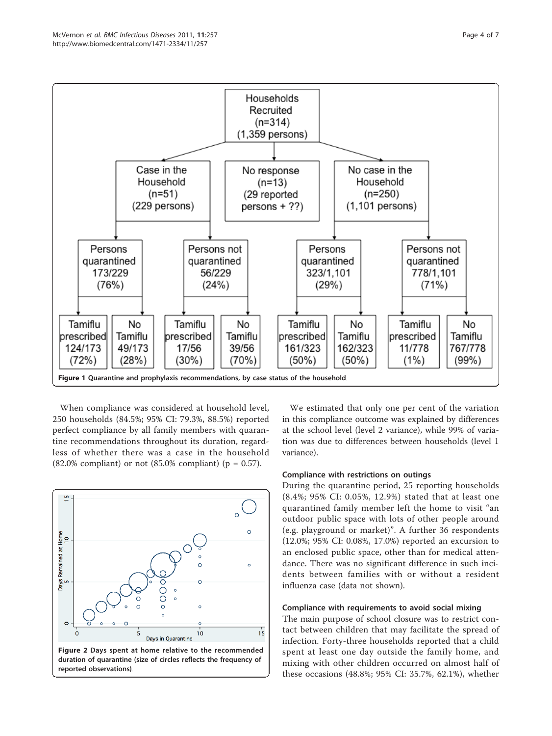Figure 1 Quarantine and prophylaxis recommendations, by case status of the household.

When compliance was considered at household level, 250 households (84.5%; 95% CI: 79.3%, 88.5%) reported perfect compliance by all family members with quarantine recommendations throughout its duration, regardless of whether there was a case in the household (82.0% compliant) or not (85.0% compliant) (p = 0.57).

Figure 2 Days spent at home relative to the recommended duration of quarantine (size of circles reflects the frequency of reported observations).

We estimated that only one per cent of the variation in this compliance outcome was explained by differences at the school level (level 2 variance), while 99% of variation was due to differences between households (level 1 variance).

### Compliance with restrictions on outings

During the quarantine period, 25 reporting households (8.4%; 95% CI: 0.05%, 12.9%) stated that at least one quarantined family member left the home to visit "an outdoor public space with lots of other people around (e.g. playground or market)". A further 36 respondents (12.0%; 95% CI: 0.08%, 17.0%) reported an excursion to an enclosed public space, other than for medical attendance. There was no significant difference in such incidents between families with or without a resident influenza case (data not shown).

### Compliance with requirements to avoid social mixing

The main purpose of school closure was to restrict contact between children that may facilitate the spread of infection. Forty-three households reported that a child spent at least one day outside the family home, and mixing with other children occurred on almost half of these occasions (48.8%; 95% CI: 35.7%, 62.1%), whether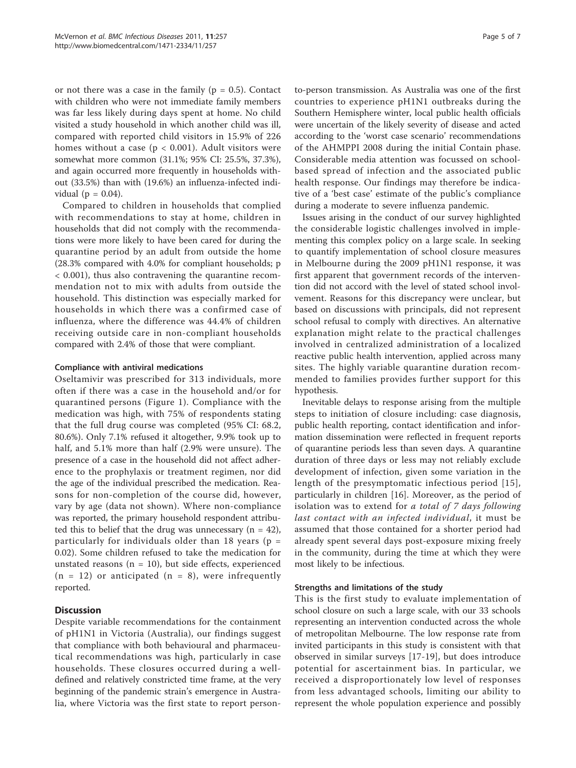or not there was a case in the family ($p = 0.5$). Contact with children who were not immediate family members was far less likely during days spent at home. No child visited a study household in which another child was ill, compared with reported child visitors in 15.9% of 226 homes without a case ($p < 0.001$). Adult visitors were somewhat more common (31.1%; 95% CI: 25.5%, 37.3%), and again occurred more frequently in households without (33.5%) than with (19.6%) an influenza-infected individual ($p = 0.04$).

Compared to children in households that complied with recommendations to stay at home, children in households that did not comply with the recommendations were more likely to have been cared for during the quarantine period by an adult from outside the home (28.3% compared with 4.0% for compliant households; $p < 0.001$), thus also contravening the quarantine recommendation not to mix with adults from outside the household. This distinction was especially marked for households in which there was a confirmed case of influenza, where the difference was 44.4% of children receiving outside care in non-compliant households compared with 2.4% of those that were compliant.

### Compliance with antiviral medications

Oseltamivir was prescribed for 313 individuals, more often if there was a case in the household and/or for quarantined persons (Figure 1). Compliance with the medication was high, with 75% of respondents stating that the full drug course was completed (95% CI: 68.2, 80.6%). Only 7.1% refused it altogether, 9.9% took up to half, and 5.1% more than half (2.9% were unsure). The presence of a case in the household did not affect adherence to the prophylaxis or treatment regimen, nor did the age of the individual prescribed the medication. Reasons for non-completion of the course did, however, vary by age (data not shown). Where non-compliance was reported, the primary household respondent attributed this to belief that the drug was unnecessary ($n = 42$), particularly for individuals older than 18 years ($p = 0.02$). Some children refused to take the medication for unstated reasons ($n = 10$), but side effects, experienced ($n = 12$) or anticipated ($n = 8$), were infrequently reported.

## Discussion

Despite variable recommendations for the containment of pH1N1 in Victoria (Australia), our findings suggest that compliance with both behavioural and pharmaceutical recommendations was high, particularly in case households. These closures occurred during a well-defined and relatively constricted time frame, at the very beginning of the pandemic strain's emergence in Australia, where Victoria was the first state to report person-to-person transmission. As Australia was one of the first countries to experience pH1N1 outbreaks during the Southern Hemisphere winter, local public health officials were uncertain of the likely severity of disease and acted according to the 'worst case scenario' recommendations of the AHMPPI 2008 during the initial Contain phase. Considerable media attention was focussed on school-based spread of infection and the associated public health response. Our findings may therefore be indicative of a 'best case' estimate of the public's compliance during a moderate to severe influenza pandemic.

Issues arising in the conduct of our survey highlighted the considerable logistic challenges involved in implementing this complex policy on a large scale. In seeking to quantify implementation of school closure measures in Melbourne during the 2009 pH1N1 response, it was first apparent that government records of the intervention did not accord with the level of stated school involvement. Reasons for this discrepancy were unclear, but based on discussions with principals, did not represent school refusal to comply with directives. An alternative explanation might relate to the practical challenges involved in centralized administration of a localized reactive public health intervention, applied across many sites. The highly variable quarantine duration recommended to families provides further support for this hypothesis.

Inevitable delays to response arising from the multiple steps to initiation of closure including: case diagnosis, public health reporting, contact identification and information dissemination were reflected in frequent reports of quarantine periods less than seven days. A quarantine duration of three days or less may not reliably exclude development of infection, given some variation in the length of the presymptomatic infectious period [15], particularly in children [16]. Moreover, as the period of isolation was to extend for *a total of 7 days following last contact with an infected individual*, it must be assumed that those contained for a shorter period had already spent several days post-exposure mixing freely in the community, during the time at which they were most likely to be infectious.

### Strengths and limitations of the study

This is the first study to evaluate implementation of school closure on such a large scale, with our 33 schools representing an intervention conducted across the whole of metropolitan Melbourne. The low response rate from invited participants in this study is consistent with that observed in similar surveys [17-19], but does introduce potential for ascertainment bias. In particular, we received a disproportionately low level of responses from less advantaged schools, limiting our ability to represent the whole population experience and possibly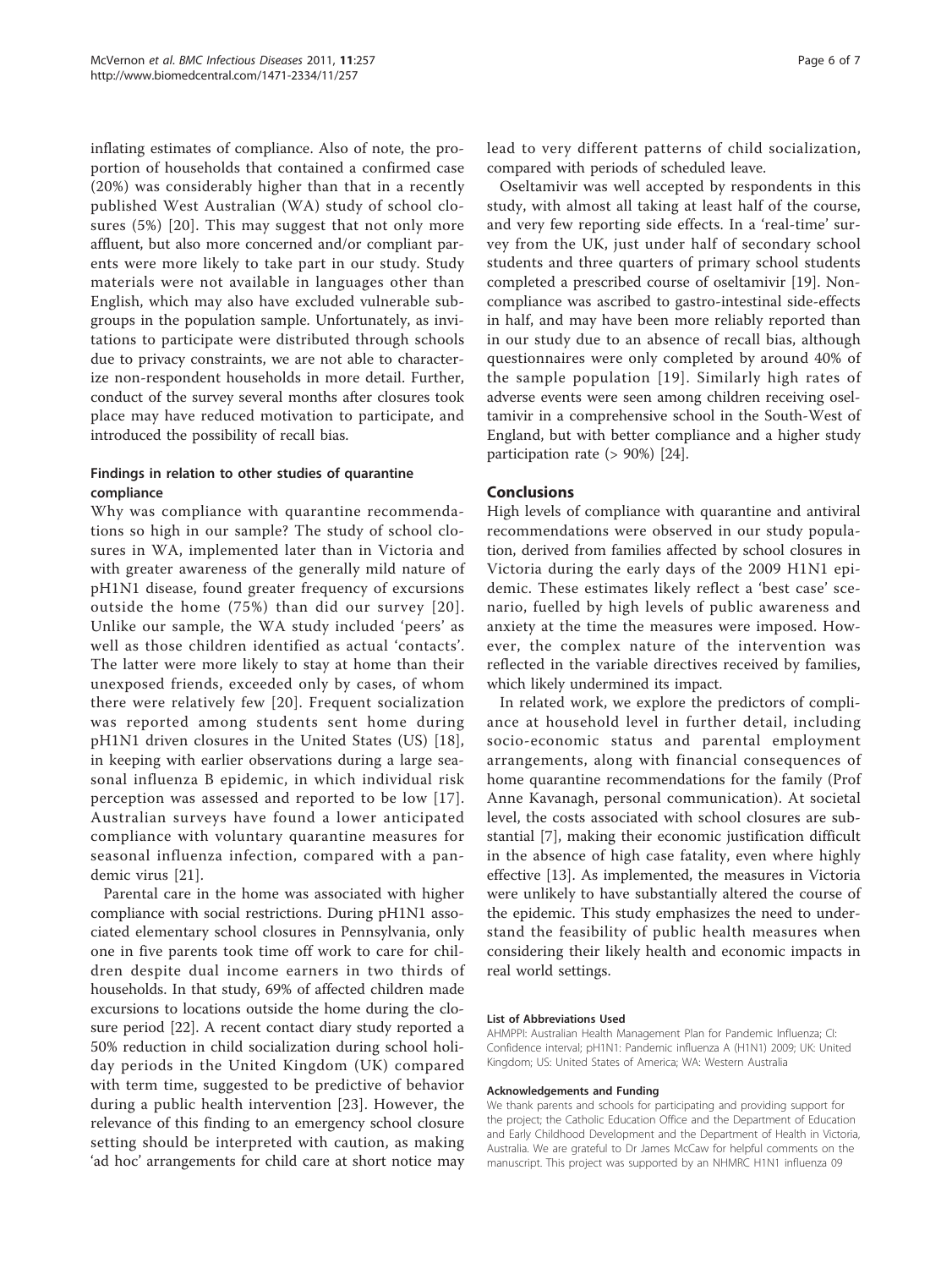inflating estimates of compliance. Also of note, the proportion of households that contained a confirmed case (20%) was considerably higher than that in a recently published West Australian (WA) study of school closures (5%) [20]. This may suggest that not only more affluent, but also more concerned and/or compliant parents were more likely to take part in our study. Study materials were not available in languages other than English, which may also have excluded vulnerable subgroups in the population sample. Unfortunately, as invitations to participate were distributed through schools due to privacy constraints, we are not able to characterize non-respondent households in more detail. Further, conduct of the survey several months after closures took place may have reduced motivation to participate, and introduced the possibility of recall bias.

### Findings in relation to other studies of quarantine compliance

Why was compliance with quarantine recommendations so high in our sample? The study of school closures in WA, implemented later than in Victoria and with greater awareness of the generally mild nature of pH1N1 disease, found greater frequency of excursions outside the home (75%) than did our survey [20]. Unlike our sample, the WA study included 'peers' as well as those children identified as actual 'contacts'. The latter were more likely to stay at home than their unexposed friends, exceeded only by cases, of whom there were relatively few [20]. Frequent socialization was reported among students sent home during pH1N1 driven closures in the United States (US) [18], in keeping with earlier observations during a large seasonal influenza B epidemic, in which individual risk perception was assessed and reported to be low [17]. Australian surveys have found a lower anticipated compliance with voluntary quarantine measures for seasonal influenza infection, compared with a pandemic virus [21].

Parental care in the home was associated with higher compliance with social restrictions. During pH1N1 associated elementary school closures in Pennsylvania, only one in five parents took time off work to care for children despite dual income earners in two thirds of households. In that study, 69% of affected children made excursions to locations outside the home during the closure period [22]. A recent contact diary study reported a 50% reduction in child socialization during school holiday periods in the United Kingdom (UK) compared with term time, suggested to be predictive of behavior during a public health intervention [23]. However, the relevance of this finding to an emergency school closure setting should be interpreted with caution, as making 'ad hoc' arrangements for child care at short notice may lead to very different patterns of child socialization, compared with periods of scheduled leave.

Oseltamivir was well accepted by respondents in this study, with almost all taking at least half of the course, and very few reporting side effects. In a 'real-time' survey from the UK, just under half of secondary school students and three quarters of primary school students completed a prescribed course of oseltamivir [19]. Non-compliance was ascribed to gastro-intestinal side-effects in half, and may have been more reliably reported than in our study due to an absence of recall bias, although questionnaires were only completed by around 40% of the sample population [19]. Similarly high rates of adverse events were seen among children receiving oseltamivir in a comprehensive school in the South-West of England, but with better compliance and a higher study participation rate (> 90%) [24].

## Conclusions

High levels of compliance with quarantine and antiviral recommendations were observed in our study population, derived from families affected by school closures in Victoria during the early days of the 2009 H1N1 epidemic. These estimates likely reflect a 'best case' scenario, fuelled by high levels of public awareness and anxiety at the time the measures were imposed. However, the complex nature of the intervention was reflected in the variable directives received by families, which likely undermined its impact.

In related work, we explore the predictors of compliance at household level in further detail, including socio-economic status and parental employment arrangements, along with financial consequences of home quarantine recommendations for the family (Prof Anne Kavanagh, personal communication). At societal level, the costs associated with school closures are substantial [7], making their economic justification difficult in the absence of high case fatality, even where highly effective [13]. As implemented, the measures in Victoria were unlikely to have substantially altered the course of the epidemic. This study emphasizes the need to understand the feasibility of public health measures when considering their likely health and economic impacts in real world settings.

#### List of Abbreviations Used

AHMPPI: Australian Health Management Plan for Pandemic Influenza; CI: Confidence interval; pH1N1: Pandemic influenza A (H1N1) 2009; UK: United Kingdom; US: United States of America; WA: Western Australia

#### Acknowledgements and Funding

We thank parents and schools for participating and providing support for the project; the Catholic Education Office and the Department of Education and Early Childhood Development and the Department of Health in Victoria, Australia. We are grateful to Dr James McCaw for helpful comments on the manuscript. This project was supported by an NHMRC H1N1 influenza 09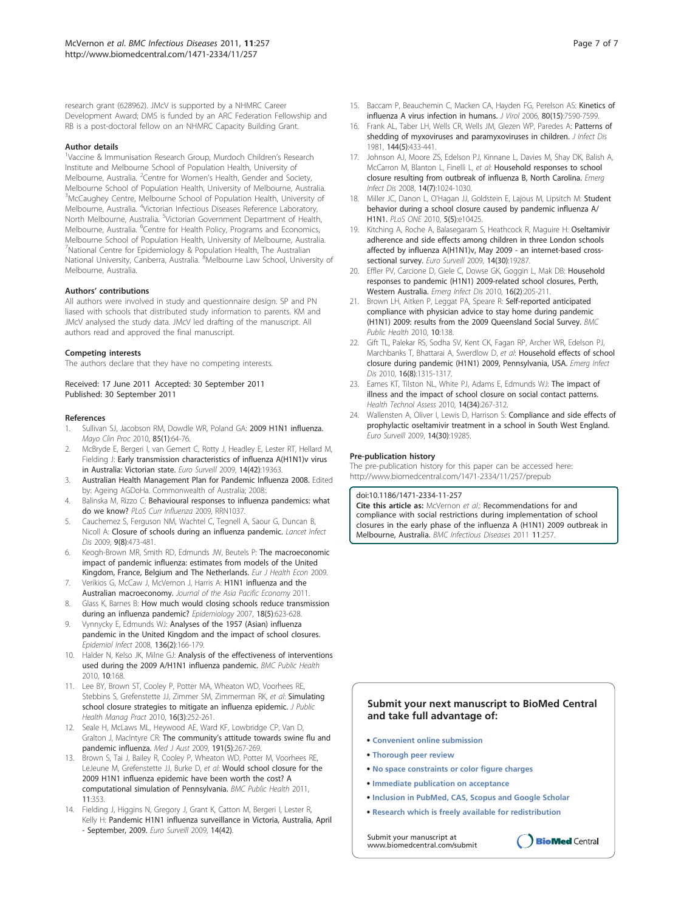research grant (628962). JMcV is supported by a NHMRC Career Development Award; DMS is funded by an ARC Federation Fellowship and RB is a post-doctoral fellow on an NHMRC Capacity Building Grant.

#### Author details

[1]Vaccine & Immunisation Research Group, Murdoch Children's Research Institute and Melbourne School of Population Health, University of Melbourne, Australia. [2]Centre for Women's Health, Gender and Society, Melbourne School of Population Health, University of Melbourne, Australia. [3]McCaughey Centre, Melbourne School of Population Health, University of Melbourne, Australia. [4]Victorian Infectious Diseases Reference Laboratory, North Melbourne, Australia. [5]Victorian Government Department of Health, Melbourne, Australia. [6]Centre for Health Policy, Programs and Economics, Melbourne School of Population Health, University of Melbourne, Australia. [7]National Centre for Epidemiology & Population Health, The Australian National University, Canberra, Australia. [8]Melbourne Law School, University of Melbourne, Australia.

#### Authors' contributions

All authors were involved in study and questionnaire design. SP and PN liased with schools that distributed study information to parents. KM and JMcV analysed the study data. JMcV led drafting of the manuscript. All authors read and approved the final manuscript.

#### Competing interests

The authors declare that they have no competing interests.

Received: 17 June 2011 Accepted: 30 September 2011
Published: 30 September 2011

#### References

1. Sullivan SJ, Jacobson RM, Dowdle WR, Poland GA: **2009 H1N1 influenza.** *Mayo Clin Proc* 2010, **85(1)**:64-76.
2. McBryde E, Bergeri I, van Gemert C, Rotty J, Headley E, Lester RT, Hellard M, Fielding J: **Early transmission characteristics of influenza A(H1N1)v virus in Australia: Victorian state.** *Euro Surveill* 2009, **14(42)**:19363.
3. **Australian Health Management Plan for Pandemic Influenza 2008.** Edited by: Ageing AGDoHa. Commonwealth of Australia; 2008:.
4. Balinska M, Rizzo C: **Behavioural responses to influenza pandemics: what do we know?** *PLoS Curr Influenza* 2009, RRN1037.
5. Cauchemez S, Ferguson NM, Wachtel C, Tegnell A, Saour G, Duncan B, Nicoll A: **Closure of schools during an influenza pandemic.** *Lancet Infect Dis* 2009, **9(8)**:473-481.
6. Keogh-Brown MR, Smith RD, Edmunds JW, Beutels P: **The macroeconomic impact of pandemic influenza: estimates from models of the United Kingdom, France, Belgium and The Netherlands.** *Eur J Health Econ* 2009.
7. Verikios G, McCaw J, McVernon J, Harris A: **H1N1 influenza and the Australian macroeconomy.** *Journal of the Asia Pacific Economy* 2011.
8. Glass K, Barnes B: **How much would closing schools reduce transmission during an influenza pandemic?** *Epidemiology* 2007, **18(5)**:623-628.
9. Vynnycky E, Edmunds WJ: **Analyses of the 1957 (Asian) influenza pandemic in the United Kingdom and the impact of school closures.** *Epidemiol Infect* 2008, **136(2)**:166-179.
10. Halder N, Kelso JK, Milne GJ: **Analysis of the effectiveness of interventions used during the 2009 A/H1N1 influenza pandemic.** *BMC Public Health* 2010, **10**:168.
11. Lee BY, Brown ST, Cooley P, Potter MA, Wheaton WD, Voorhees RE, Stebbins S, Grefenstette JJ, Zimmer SM, Zimmerman RK, *et al*: **Simulating school closure strategies to mitigate an influenza epidemic.** *J Public Health Manag Pract* 2010, **16(3)**:252-261.
12. Seale H, McLaws ML, Heywood AE, Ward KF, Lowbridge CP, Van D, Gralton J, MacIntyre CR: **The community's attitude towards swine flu and pandemic influenza.** *Med J Aust* 2009, **191(5)**:267-269.
13. Brown S, Tai J, Bailey R, Cooley P, Wheaton WD, Potter M, Voorhees RE, LeJeune M, Grefenstette JJ, Burke D, *et al*: **Would school closure for the 2009 H1N1 influenza epidemic have been worth the cost? A computational simulation of Pennsylvania.** *BMC Public Health* 2011, **11**:353.
14. Fielding J, Higgins N, Gregory J, Grant K, Catton M, Bergeri I, Lester R, Kelly H: **Pandemic H1N1 influenza surveillance in Victoria, Australia, April - September, 2009.** *Euro Surveill* 2009, **14(42)**.
15. Baccam P, Beauchemin C, Macken CA, Hayden FG, Perelson AS: **Kinetics of influenza A virus infection in humans.** *J Virol* 2006, **80(15)**:7590-7599.
16. Frank AL, Taber LH, Wells CR, Wells JM, Glezen WP, Paredes A: **Patterns of shedding of myxoviruses and paramyxoviruses in children.** *J Infect Dis* 1981, **144(5)**:433-441.
17. Johnson AJ, Moore ZS, Edelson PJ, Kinnane L, Davies M, Shay DK, Balish A, McCarron M, Blanton L, Finelli L, *et al*: **Household responses to school closure resulting from outbreak of influenza B, North Carolina.** *Emerg Infect Dis* 2008, **14(7)**:1024-1030.
18. Miller JC, Danon L, O'Hagan JJ, Goldstein E, Lajous M, Lipsitch M: **Student behavior during a school closure caused by pandemic influenza A/H1N1.** *PLoS ONE* 2010, **5(5)**:e10425.
19. Kitching A, Roche A, Balasegaram S, Heathcock R, Maguire H: **Oseltamivir adherence and side effects among children in three London schools affected by influenza A(H1N1)v, May 2009 - an internet-based cross-sectional survey.** *Euro Surveill* 2009, **14(30)**:19287.
20. Effler PV, Carcione D, Giele C, Dowse GK, Goggin L, Mak DB: **Household responses to pandemic (H1N1) 2009-related school closures, Perth, Western Australia.** *Emerg Infect Dis* 2010, **16(2)**:205-211.
21. Brown LH, Aitken P, Leggat PA, Speare R: **Self-reported anticipated compliance with physician advice to stay home during pandemic (H1N1) 2009: results from the 2009 Queensland Social Survey.** *BMC Public Health* 2010, **10**:138.
22. Gift TL, Palekar RS, Sodha SV, Kent CK, Fagan RP, Archer WR, Edelson PJ, Marchbanks T, Bhattarai A, Swerdlow D, *et al*: **Household effects of school closure during pandemic (H1N1) 2009, Pennsylvania, USA.** *Emerg Infect Dis* 2010, **16(8)**:1315-1317.
23. Eames KT, Tilston NL, White PJ, Adams E, Edmunds WJ: **The impact of illness and the impact of school closure on social contact patterns.** *Health Technol Assess* 2010, **14(34)**:267-312.
24. Wallensten A, Oliver I, Lewis D, Harrison S: **Compliance and side effects of prophylactic oseltamivir treatment in a school in South West England.** *Euro Surveill* 2009, **14(30)**:19285.

#### Pre-publication history

The pre-publication history for this paper can be accessed here:
http://www.biomedcentral.com/1471-2334/11/257/prepub

doi:10.1186/1471-2334-11-257

**Cite this article as:** McVernon *et al.*: Recommendations for and compliance with social restrictions during implementation of school closures in the early phase of the influenza A (H1N1) 2009 outbreak in Melbourne, Australia. *BMC Infectious Diseases* 2011 **11**:257.

**Submit your next manuscript to BioMed Central and take full advantage of:**

- Convenient online submission
- Thorough peer review
- No space constraints or color figure charges
- Immediate publication on acceptance
- Inclusion in PubMed, CAS, Scopus and Google Scholar
- Research which is freely available for redistribution

Submit your manuscript at
www.biomedcentral.com/submit

BioMed Central